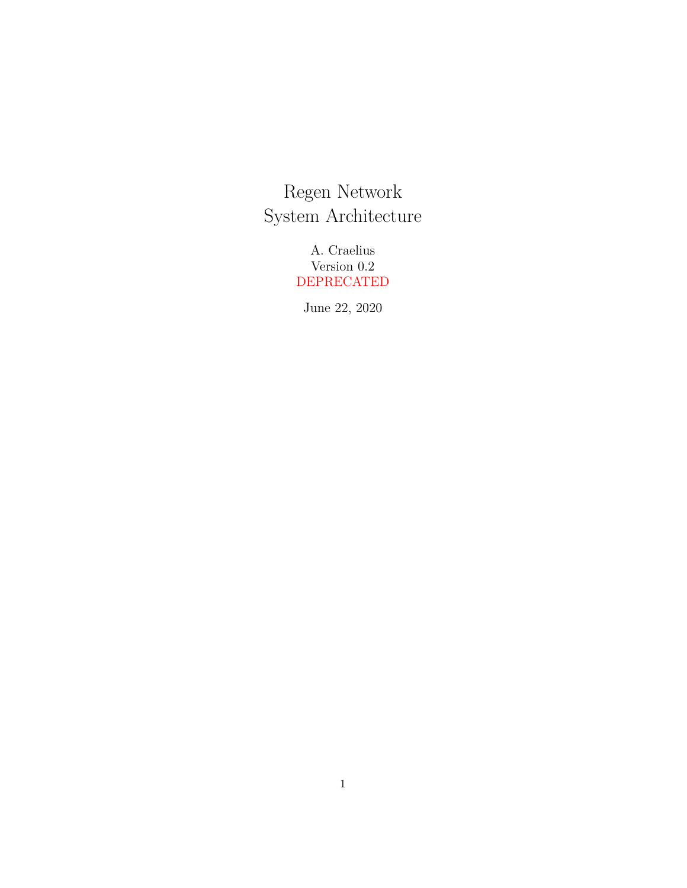# Regen Network
# System Architecture

A. Craelius

Version 0.2

DEPRECATED

June 22, 2020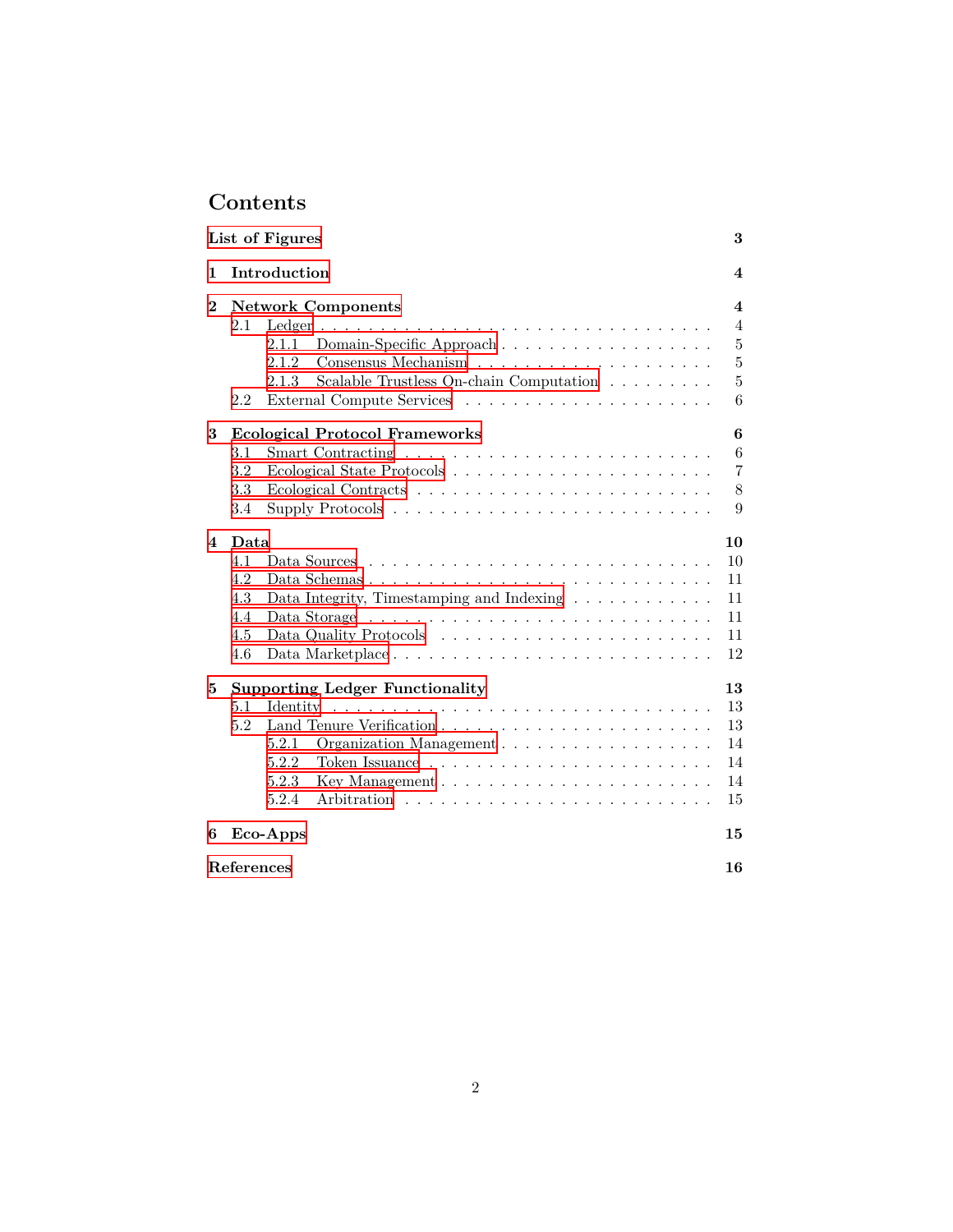# Contents

**List of Figures** **3**

**1 Introduction** **4**

**2 Network Components** **4**
- 2.1 Ledger . . . . . 4
  - 2.1.1 Domain-Specific Approach . . . . . 5
  - 2.1.2 Consensus Mechanism . . . . . 5
  - 2.1.3 Scalable Trustless On-chain Computation . . . . . 5
- 2.2 External Compute Services . . . . . 6

**3 Ecological Protocol Frameworks** **6**
- 3.1 Smart Contracting . . . . . 6
- 3.2 Ecological State Protocols . . . . . 7
- 3.3 Ecological Contracts . . . . . 8
- 3.4 Supply Protocols . . . . . 9

**4 Data** **10**
- 4.1 Data Sources . . . . . 10
- 4.2 Data Schemas . . . . . 11
- 4.3 Data Integrity, Timestamping and Indexing . . . . . 11
- 4.4 Data Storage . . . . . 11
- 4.5 Data Quality Protocols . . . . . 11
- 4.6 Data Marketplace . . . . . 12

**5 Supporting Ledger Functionality** **13**
- 5.1 Identity . . . . . 13
- 5.2 Land Tenure Verification . . . . . 13
  - 5.2.1 Organization Management . . . . . 14
  - 5.2.2 Token Issuance . . . . . 14
  - 5.2.3 Key Management . . . . . 14
  - 5.2.4 Arbitration . . . . . 15

**6 Eco-Apps** **15**

**References** **16**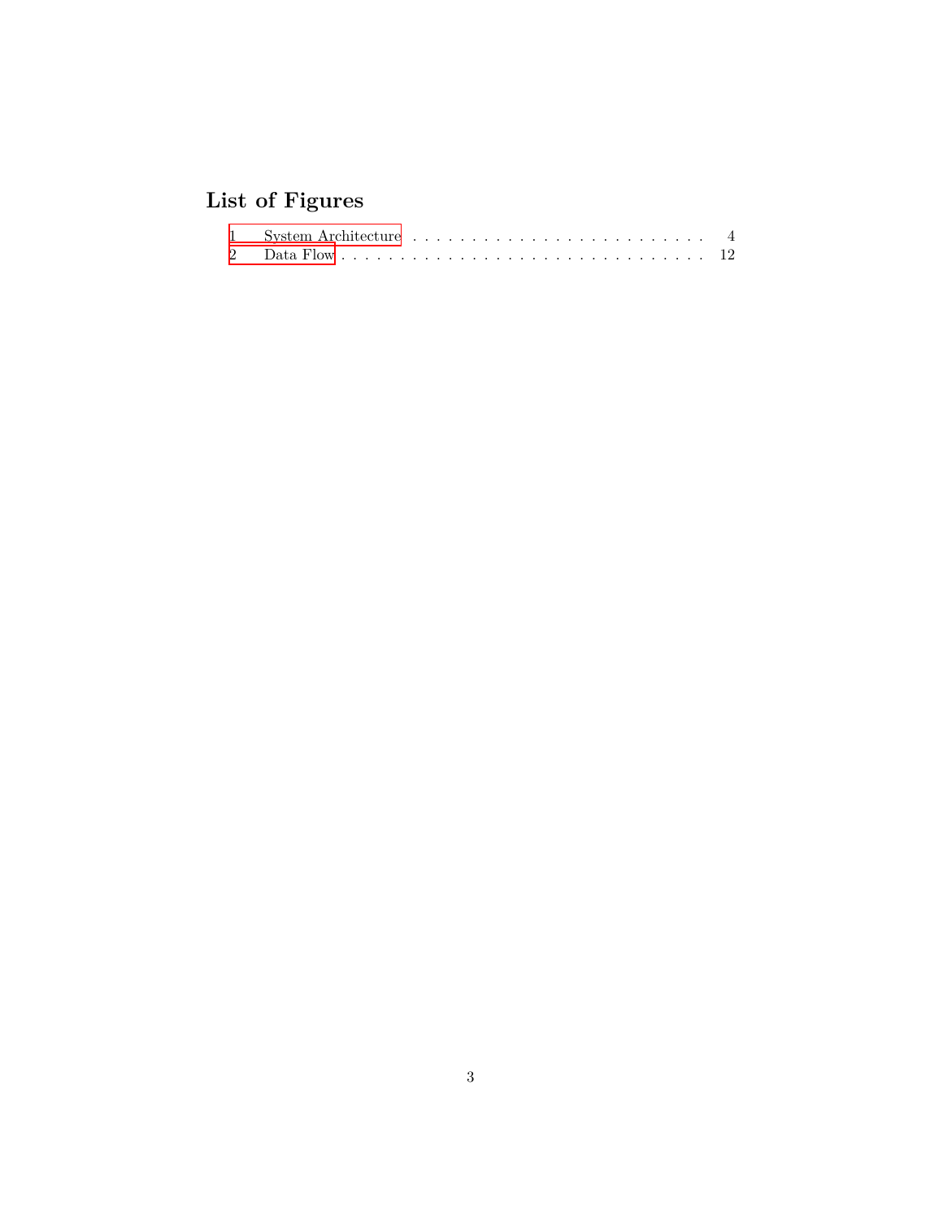# List of Figures

1 System Architecture . . . . . . . . . . . . . . . . . . . . . . . . . 4
2 Data Flow . . . . . . . . . . . . . . . . . . . . . . . . . . . . . . 12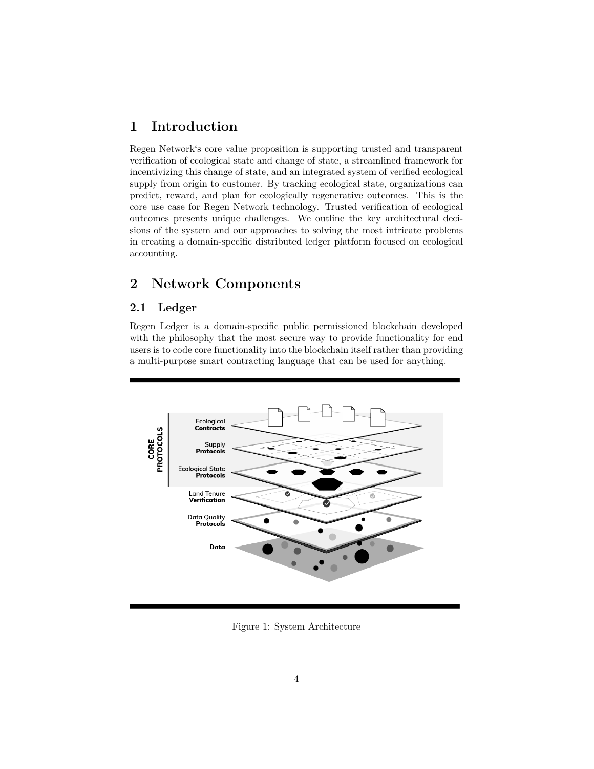# 1 Introduction

Regen Network's core value proposition is supporting trusted and transparent verification of ecological state and change of state, a streamlined framework for incentivizing this change of state, and an integrated system of verified ecological supply from origin to customer. By tracking ecological state, organizations can predict, reward, and plan for ecologically regenerative outcomes. This is the core use case for Regen Network technology. Trusted verification of ecological outcomes presents unique challenges. We outline the key architectural decisions of the system and our approaches to solving the most intricate problems in creating a domain-specific distributed ledger platform focused on ecological accounting.

# 2 Network Components

## 2.1 Ledger

Regen Ledger is a domain-specific public permissioned blockchain developed with the philosophy that the most secure way to provide functionality for end users is to code core functionality into the blockchain itself rather than providing a multi-purpose smart contracting language that can be used for anything.

Figure 1: System Architecture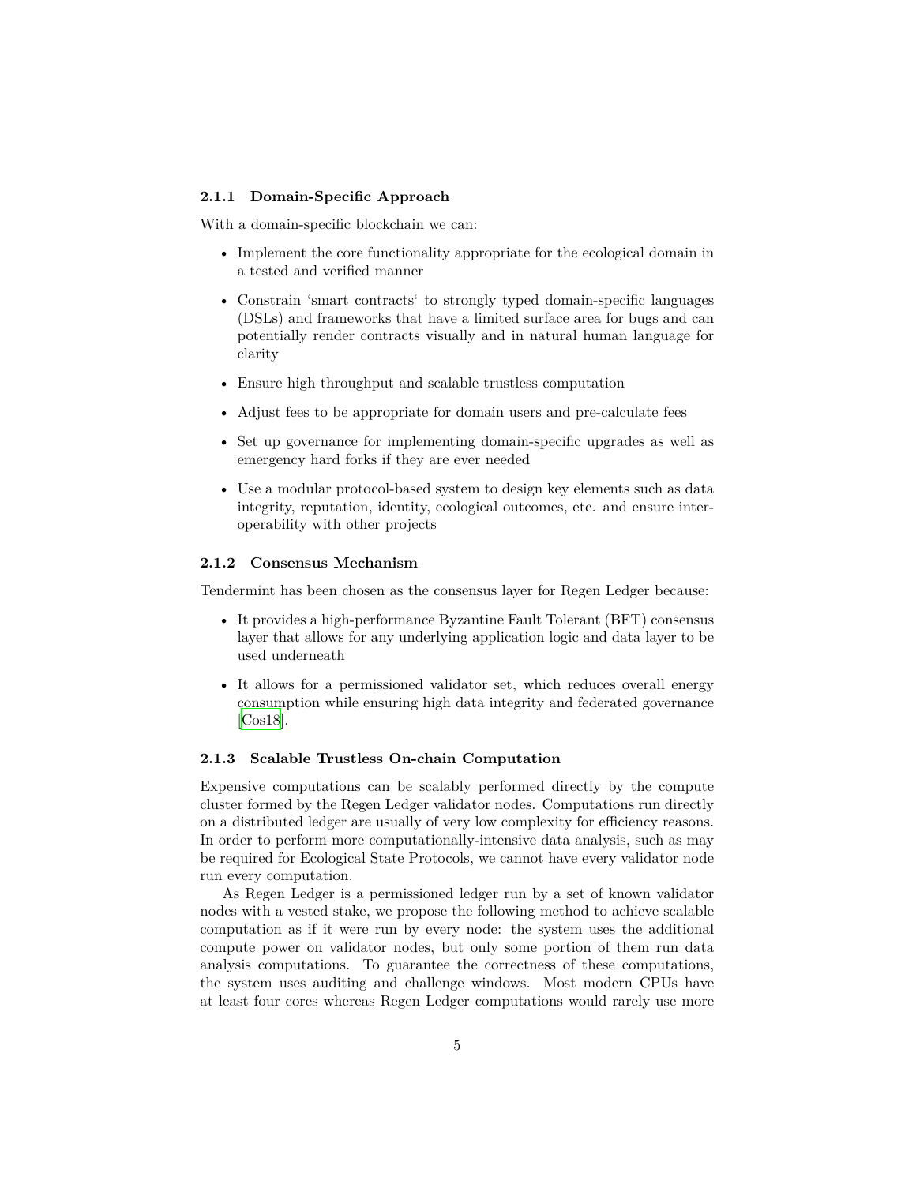### 2.1.1 Domain-Specific Approach

With a domain-specific blockchain we can:

- Implement the core functionality appropriate for the ecological domain in a tested and verified manner
- Constrain 'smart contracts' to strongly typed domain-specific languages (DSLs) and frameworks that have a limited surface area for bugs and can potentially render contracts visually and in natural human language for clarity
- Ensure high throughput and scalable trustless computation
- Adjust fees to be appropriate for domain users and pre-calculate fees
- Set up governance for implementing domain-specific upgrades as well as emergency hard forks if they are ever needed
- Use a modular protocol-based system to design key elements such as data integrity, reputation, identity, ecological outcomes, etc. and ensure interoperability with other projects

### 2.1.2 Consensus Mechanism

Tendermint has been chosen as the consensus layer for Regen Ledger because:

- It provides a high-performance Byzantine Fault Tolerant (BFT) consensus layer that allows for any underlying application logic and data layer to be used underneath
- It allows for a permissioned validator set, which reduces overall energy consumption while ensuring high data integrity and federated governance [Cos18].

### 2.1.3 Scalable Trustless On-chain Computation

Expensive computations can be scalably performed directly by the compute cluster formed by the Regen Ledger validator nodes. Computations run directly on a distributed ledger are usually of very low complexity for efficiency reasons. In order to perform more computationally-intensive data analysis, such as may be required for Ecological State Protocols, we cannot have every validator node run every computation.

As Regen Ledger is a permissioned ledger run by a set of known validator nodes with a vested stake, we propose the following method to achieve scalable computation as if it were run by every node: the system uses the additional compute power on validator nodes, but only some portion of them run data analysis computations. To guarantee the correctness of these computations, the system uses auditing and challenge windows. Most modern CPUs have at least four cores whereas Regen Ledger computations would rarely use more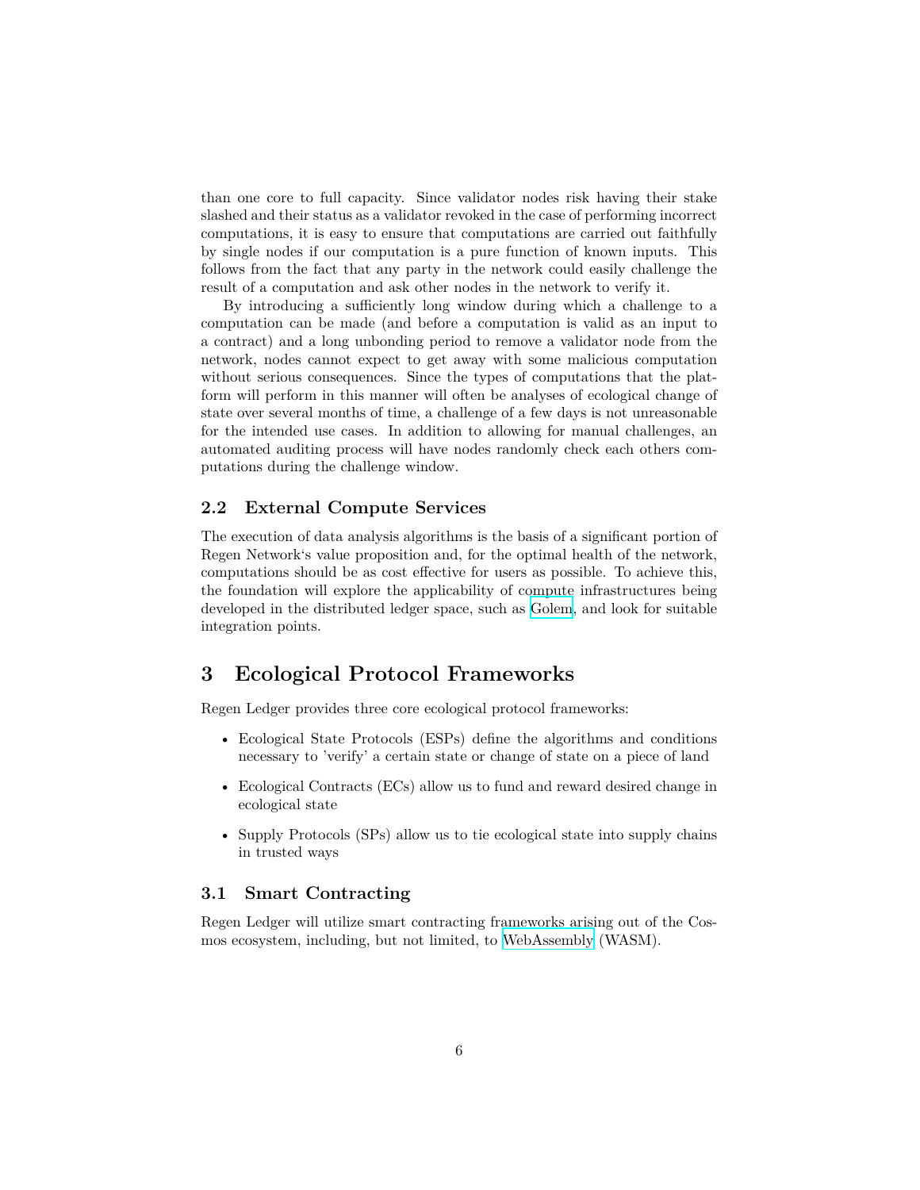than one core to full capacity. Since validator nodes risk having their stake slashed and their status as a validator revoked in the case of performing incorrect computations, it is easy to ensure that computations are carried out faithfully by single nodes if our computation is a pure function of known inputs. This follows from the fact that any party in the network could easily challenge the result of a computation and ask other nodes in the network to verify it.

By introducing a sufficiently long window during which a challenge to a computation can be made (and before a computation is valid as an input to a contract) and a long unbonding period to remove a validator node from the network, nodes cannot expect to get away with some malicious computation without serious consequences. Since the types of computations that the platform will perform in this manner will often be analyses of ecological change of state over several months of time, a challenge of a few days is not unreasonable for the intended use cases. In addition to allowing for manual challenges, an automated auditing process will have nodes randomly check each others computations during the challenge window.

### 2.2 External Compute Services

The execution of data analysis algorithms is the basis of a significant portion of Regen Network's value proposition and, for the optimal health of the network, computations should be as cost effective for users as possible. To achieve this, the foundation will explore the applicability of compute infrastructures being developed in the distributed ledger space, such as Golem, and look for suitable integration points.

## 3 Ecological Protocol Frameworks

Regen Ledger provides three core ecological protocol frameworks:

- Ecological State Protocols (ESPs) define the algorithms and conditions necessary to 'verify' a certain state or change of state on a piece of land
- Ecological Contracts (ECs) allow us to fund and reward desired change in ecological state
- Supply Protocols (SPs) allow us to tie ecological state into supply chains in trusted ways

### 3.1 Smart Contracting

Regen Ledger will utilize smart contracting frameworks arising out of the Cosmos ecosystem, including, but not limited, to WebAssembly (WASM).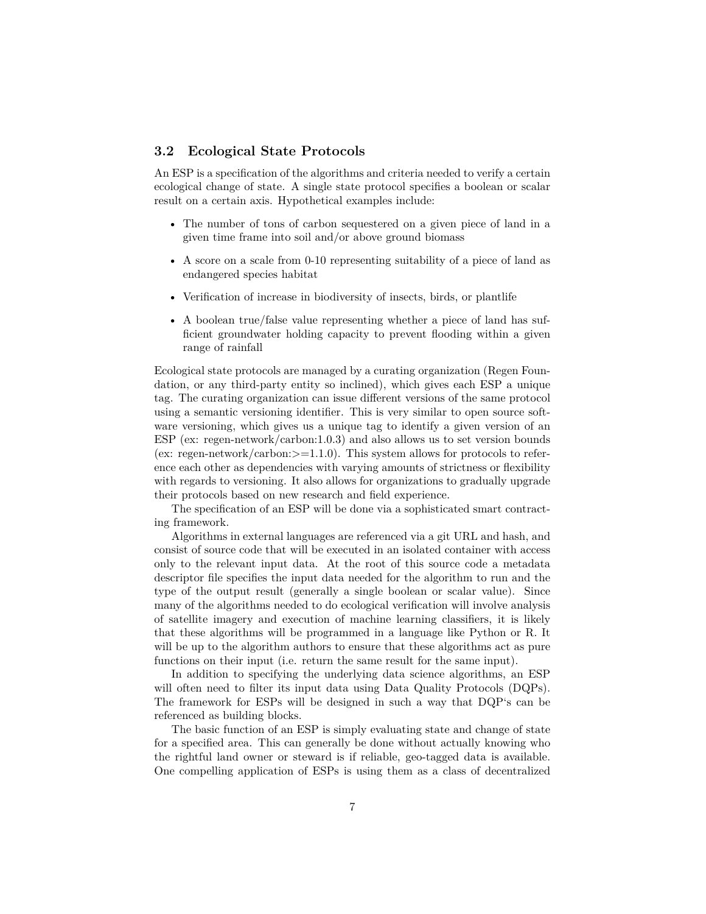## 3.2 Ecological State Protocols

An ESP is a specification of the algorithms and criteria needed to verify a certain ecological change of state. A single state protocol specifies a boolean or scalar result on a certain axis. Hypothetical examples include:

- The number of tons of carbon sequestered on a given piece of land in a given time frame into soil and/or above ground biomass
- A score on a scale from 0-10 representing suitability of a piece of land as endangered species habitat
- Verification of increase in biodiversity of insects, birds, or plantlife
- A boolean true/false value representing whether a piece of land has sufficient groundwater holding capacity to prevent flooding within a given range of rainfall

Ecological state protocols are managed by a curating organization (Regen Foundation, or any third-party entity so inclined), which gives each ESP a unique tag. The curating organization can issue different versions of the same protocol using a semantic versioning identifier. This is very similar to open source software versioning, which gives us a unique tag to identify a given version of an ESP (ex: regen-network/carbon:1.0.3) and also allows us to set version bounds (ex: regen-network/carbon:>=1.1.0). This system allows for protocols to reference each other as dependencies with varying amounts of strictness or flexibility with regards to versioning. It also allows for organizations to gradually upgrade their protocols based on new research and field experience.

The specification of an ESP will be done via a sophisticated smart contracting framework.

Algorithms in external languages are referenced via a git URL and hash, and consist of source code that will be executed in an isolated container with access only to the relevant input data. At the root of this source code a metadata descriptor file specifies the input data needed for the algorithm to run and the type of the output result (generally a single boolean or scalar value). Since many of the algorithms needed to do ecological verification will involve analysis of satellite imagery and execution of machine learning classifiers, it is likely that these algorithms will be programmed in a language like Python or R. It will be up to the algorithm authors to ensure that these algorithms act as pure functions on their input (i.e. return the same result for the same input).

In addition to specifying the underlying data science algorithms, an ESP will often need to filter its input data using Data Quality Protocols (DQPs). The framework for ESPs will be designed in such a way that DQP's can be referenced as building blocks.

The basic function of an ESP is simply evaluating state and change of state for a specified area. This can generally be done without actually knowing who the rightful land owner or steward is if reliable, geo-tagged data is available. One compelling application of ESPs is using them as a class of decentralized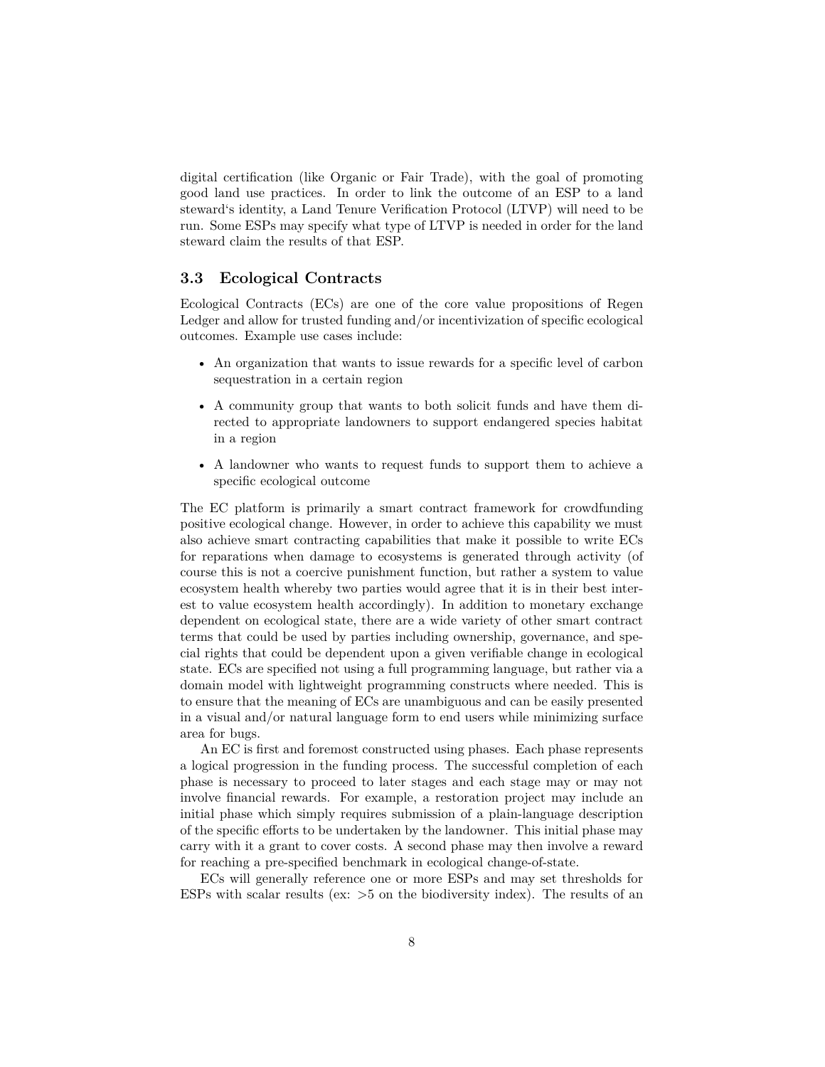digital certification (like Organic or Fair Trade), with the goal of promoting good land use practices. In order to link the outcome of an ESP to a land steward‘s identity, a Land Tenure Verification Protocol (LTVP) will need to be run. Some ESPs may specify what type of LTVP is needed in order for the land steward claim the results of that ESP.

### 3.3 Ecological Contracts

Ecological Contracts (ECs) are one of the core value propositions of Regen Ledger and allow for trusted funding and/or incentivization of specific ecological outcomes. Example use cases include:

- An organization that wants to issue rewards for a specific level of carbon sequestration in a certain region
- A community group that wants to both solicit funds and have them directed to appropriate landowners to support endangered species habitat in a region
- A landowner who wants to request funds to support them to achieve a specific ecological outcome

The EC platform is primarily a smart contract framework for crowdfunding positive ecological change. However, in order to achieve this capability we must also achieve smart contracting capabilities that make it possible to write ECs for reparations when damage to ecosystems is generated through activity (of course this is not a coercive punishment function, but rather a system to value ecosystem health whereby two parties would agree that it is in their best interest to value ecosystem health accordingly). In addition to monetary exchange dependent on ecological state, there are a wide variety of other smart contract terms that could be used by parties including ownership, governance, and special rights that could be dependent upon a given verifiable change in ecological state. ECs are specified not using a full programming language, but rather via a domain model with lightweight programming constructs where needed. This is to ensure that the meaning of ECs are unambiguous and can be easily presented in a visual and/or natural language form to end users while minimizing surface area for bugs.

An EC is first and foremost constructed using phases. Each phase represents a logical progression in the funding process. The successful completion of each phase is necessary to proceed to later stages and each stage may or may not involve financial rewards. For example, a restoration project may include an initial phase which simply requires submission of a plain-language description of the specific efforts to be undertaken by the landowner. This initial phase may carry with it a grant to cover costs. A second phase may then involve a reward for reaching a pre-specified benchmark in ecological change-of-state.

ECs will generally reference one or more ESPs and may set thresholds for ESPs with scalar results (ex: >5 on the biodiversity index). The results of an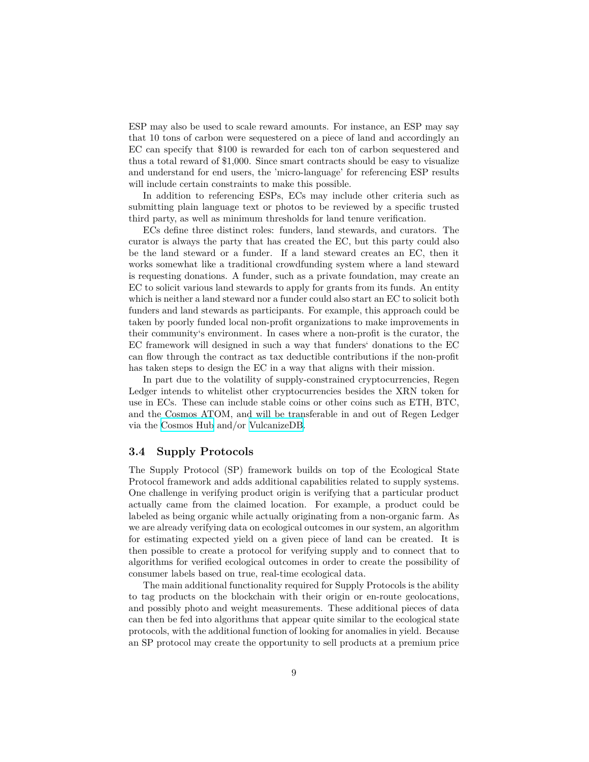ESP may also be used to scale reward amounts. For instance, an ESP may say that 10 tons of carbon were sequestered on a piece of land and accordingly an EC can specify that $100 is rewarded for each ton of carbon sequestered and thus a total reward of $1,000. Since smart contracts should be easy to visualize and understand for end users, the 'micro-language' for referencing ESP results will include certain constraints to make this possible.

In addition to referencing ESPs, ECs may include other criteria such as submitting plain language text or photos to be reviewed by a specific trusted third party, as well as minimum thresholds for land tenure verification.

ECs define three distinct roles: funders, land stewards, and curators. The curator is always the party that has created the EC, but this party could also be the land steward or a funder. If a land steward creates an EC, then it works somewhat like a traditional crowdfunding system where a land steward is requesting donations. A funder, such as a private foundation, may create an EC to solicit various land stewards to apply for grants from its funds. An entity which is neither a land steward nor a funder could also start an EC to solicit both funders and land stewards as participants. For example, this approach could be taken by poorly funded local non-profit organizations to make improvements in their community's environment. In cases where a non-profit is the curator, the EC framework will designed in such a way that funders' donations to the EC can flow through the contract as tax deductible contributions if the non-profit has taken steps to design the EC in a way that aligns with their mission.

In part due to the volatility of supply-constrained cryptocurrencies, Regen Ledger intends to whitelist other cryptocurrencies besides the XRN token for use in ECs. These can include stable coins or other coins such as ETH, BTC, and the Cosmos ATOM, and will be transferable in and out of Regen Ledger via the Cosmos Hub and/or VulcanizeDB.

### 3.4 Supply Protocols

The Supply Protocol (SP) framework builds on top of the Ecological State Protocol framework and adds additional capabilities related to supply systems. One challenge in verifying product origin is verifying that a particular product actually came from the claimed location. For example, a product could be labeled as being organic while actually originating from a non-organic farm. As we are already verifying data on ecological outcomes in our system, an algorithm for estimating expected yield on a given piece of land can be created. It is then possible to create a protocol for verifying supply and to connect that to algorithms for verified ecological outcomes in order to create the possibility of consumer labels based on true, real-time ecological data.

The main additional functionality required for Supply Protocols is the ability to tag products on the blockchain with their origin or en-route geolocations, and possibly photo and weight measurements. These additional pieces of data can then be fed into algorithms that appear quite similar to the ecological state protocols, with the additional function of looking for anomalies in yield. Because an SP protocol may create the opportunity to sell products at a premium price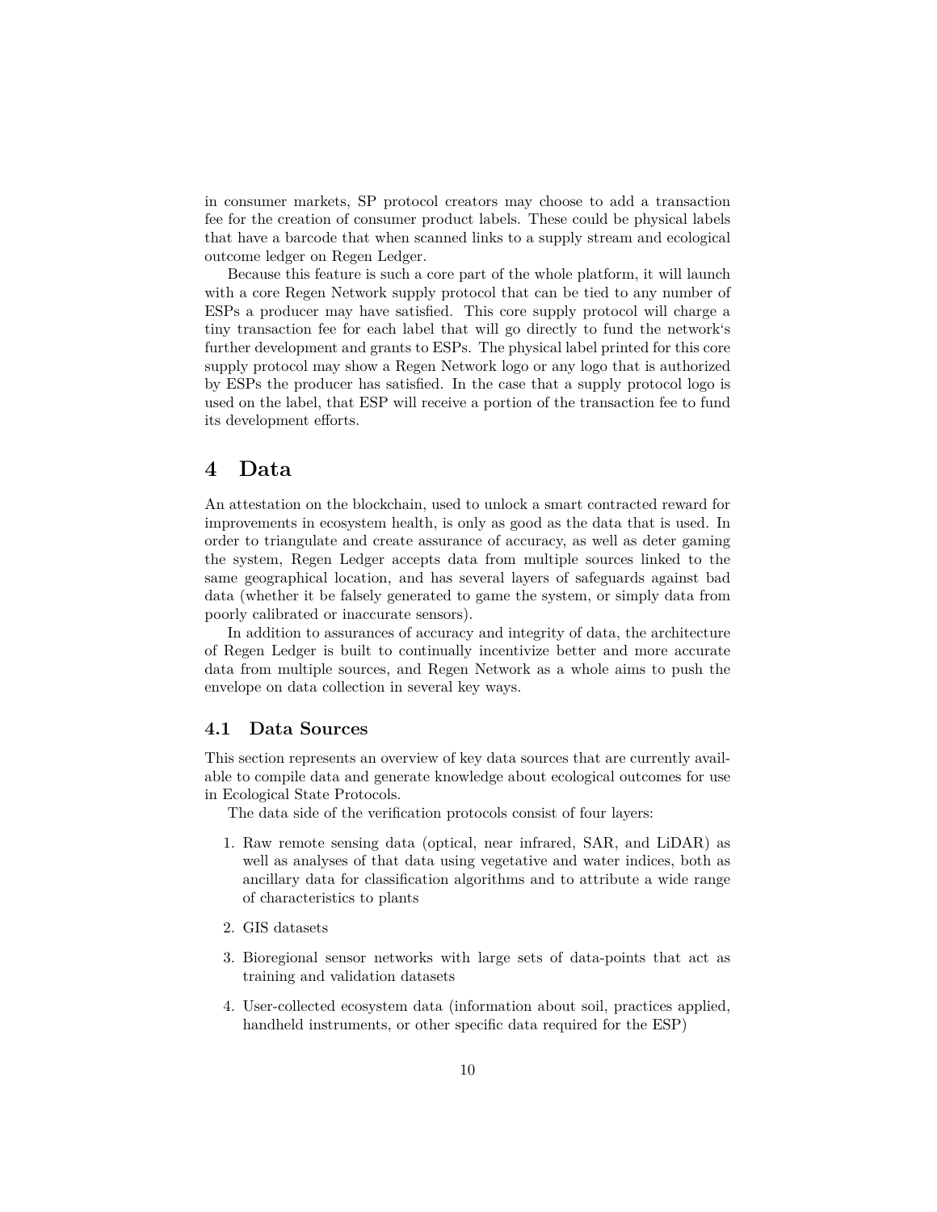in consumer markets, SP protocol creators may choose to add a transaction fee for the creation of consumer product labels. These could be physical labels that have a barcode that when scanned links to a supply stream and ecological outcome ledger on Regen Ledger.

Because this feature is such a core part of the whole platform, it will launch with a core Regen Network supply protocol that can be tied to any number of ESPs a producer may have satisfied. This core supply protocol will charge a tiny transaction fee for each label that will go directly to fund the network's further development and grants to ESPs. The physical label printed for this core supply protocol may show a Regen Network logo or any logo that is authorized by ESPs the producer has satisfied. In the case that a supply protocol logo is used on the label, that ESP will receive a portion of the transaction fee to fund its development efforts.

# 4 Data

An attestation on the blockchain, used to unlock a smart contracted reward for improvements in ecosystem health, is only as good as the data that is used. In order to triangulate and create assurance of accuracy, as well as deter gaming the system, Regen Ledger accepts data from multiple sources linked to the same geographical location, and has several layers of safeguards against bad data (whether it be falsely generated to game the system, or simply data from poorly calibrated or inaccurate sensors).

In addition to assurances of accuracy and integrity of data, the architecture of Regen Ledger is built to continually incentivize better and more accurate data from multiple sources, and Regen Network as a whole aims to push the envelope on data collection in several key ways.

## 4.1 Data Sources

This section represents an overview of key data sources that are currently available to compile data and generate knowledge about ecological outcomes for use in Ecological State Protocols.

The data side of the verification protocols consist of four layers:

1. Raw remote sensing data (optical, near infrared, SAR, and LiDAR) as well as analyses of that data using vegetative and water indices, both as ancillary data for classification algorithms and to attribute a wide range of characteristics to plants
2. GIS datasets
3. Bioregional sensor networks with large sets of data-points that act as training and validation datasets
4. User-collected ecosystem data (information about soil, practices applied, handheld instruments, or other specific data required for the ESP)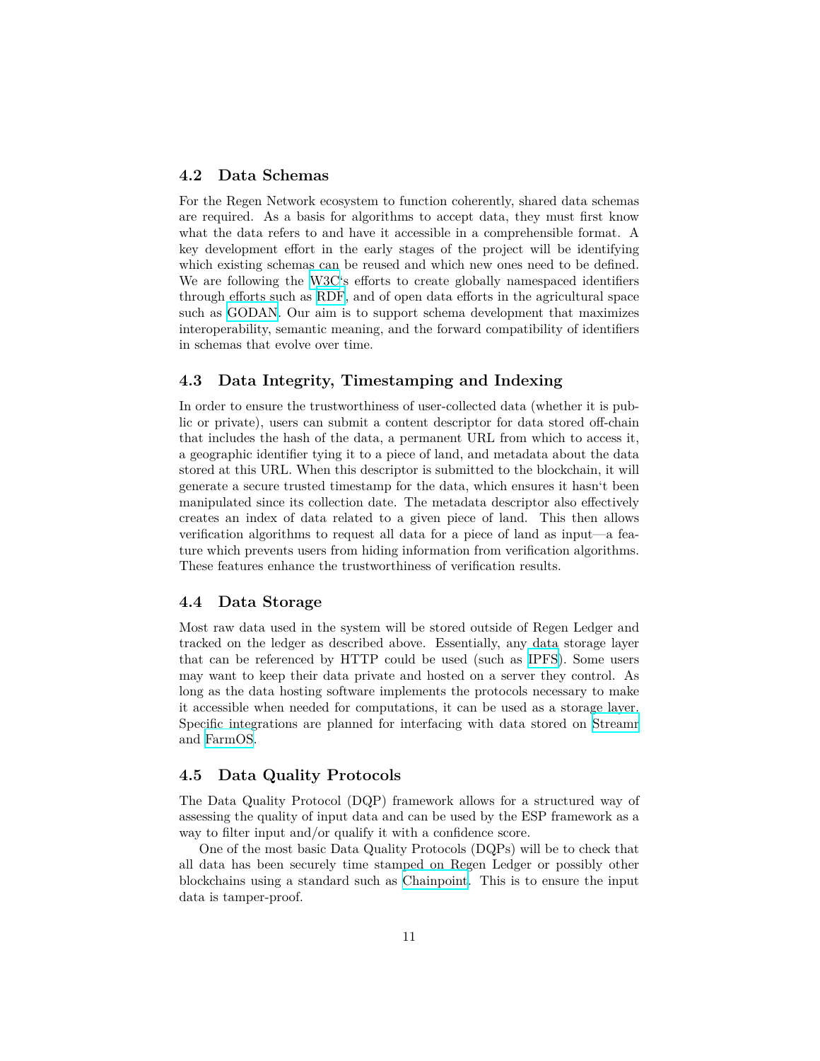### 4.2 Data Schemas

For the Regen Network ecosystem to function coherently, shared data schemas are required. As a basis for algorithms to accept data, they must first know what the data refers to and have it accessible in a comprehensible format. A key development effort in the early stages of the project will be identifying which existing schemas can be reused and which new ones need to be defined. We are following the W3C's efforts to create globally namespaced identifiers through efforts such as RDF, and of open data efforts in the agricultural space such as GODAN. Our aim is to support schema development that maximizes interoperability, semantic meaning, and the forward compatibility of identifiers in schemas that evolve over time.

### 4.3 Data Integrity, Timestamping and Indexing

In order to ensure the trustworthiness of user-collected data (whether it is public or private), users can submit a content descriptor for data stored off-chain that includes the hash of the data, a permanent URL from which to access it, a geographic identifier tying it to a piece of land, and metadata about the data stored at this URL. When this descriptor is submitted to the blockchain, it will generate a secure trusted timestamp for the data, which ensures it hasn't been manipulated since its collection date. The metadata descriptor also effectively creates an index of data related to a given piece of land. This then allows verification algorithms to request all data for a piece of land as input—a feature which prevents users from hiding information from verification algorithms. These features enhance the trustworthiness of verification results.

### 4.4 Data Storage

Most raw data used in the system will be stored outside of Regen Ledger and tracked on the ledger as described above. Essentially, any data storage layer that can be referenced by HTTP could be used (such as IPFS). Some users may want to keep their data private and hosted on a server they control. As long as the data hosting software implements the protocols necessary to make it accessible when needed for computations, it can be used as a storage layer. Specific integrations are planned for interfacing with data stored on Streamr and FarmOS.

### 4.5 Data Quality Protocols

The Data Quality Protocol (DQP) framework allows for a structured way of assessing the quality of input data and can be used by the ESP framework as a way to filter input and/or qualify it with a confidence score.

One of the most basic Data Quality Protocols (DQPs) will be to check that all data has been securely time stamped on Regen Ledger or possibly other blockchains using a standard such as Chainpoint. This is to ensure the input data is tamper-proof.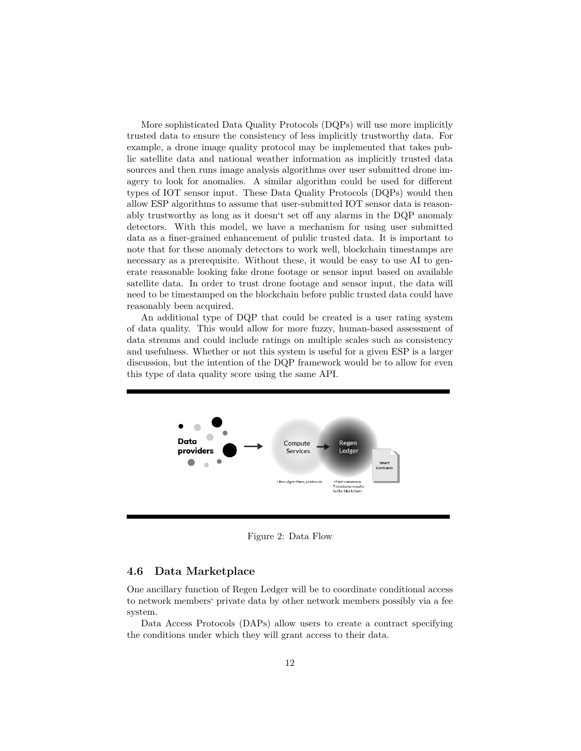More sophisticated Data Quality Protocols (DQPs) will use more implicitly trusted data to ensure the consistency of less implicitly trustworthy data. For example, a drone image quality protocol may be implemented that takes public satellite data and national weather information as implicitly trusted data sources and then runs image analysis algorithms over user submitted drone imagery to look for anomalies. A similar algorithm could be used for different types of IOT sensor input. These Data Quality Protocols (DQPs) would then allow ESP algorithms to assume that user-submitted IOT sensor data is reasonably trustworthy as long as it doesn't set off any alarms in the DQP anomaly detectors. With this model, we have a mechanism for using user submitted data as a finer-grained enhancement of public trusted data. It is important to note that for these anomaly detectors to work well, blockchain timestamps are necessary as a prerequisite. Without these, it would be easy to use AI to generate reasonable looking fake drone footage or sensor input based on available satellite data. In order to trust drone footage and sensor input, the data will need to be timestamped on the blockchain before public trusted data could have reasonably been acquired.

An additional type of DQP that could be created is a user rating system of data quality. This would allow for more fuzzy, human-based assessment of data streams and could include ratings on multiple scales such as consistency and usefulness. Whether or not this system is useful for a given ESP is a larger discussion, but the intention of the DQP framework would be to allow for even this type of data quality score using the same API.

Figure 2: Data Flow

## 4.6 Data Marketplace

One ancillary function of Regen Ledger will be to coordinate conditional access to network members' private data by other network members possibly via a fee system.

Data Access Protocols (DAPs) allow users to create a contract specifying the conditions under which they will grant access to their data.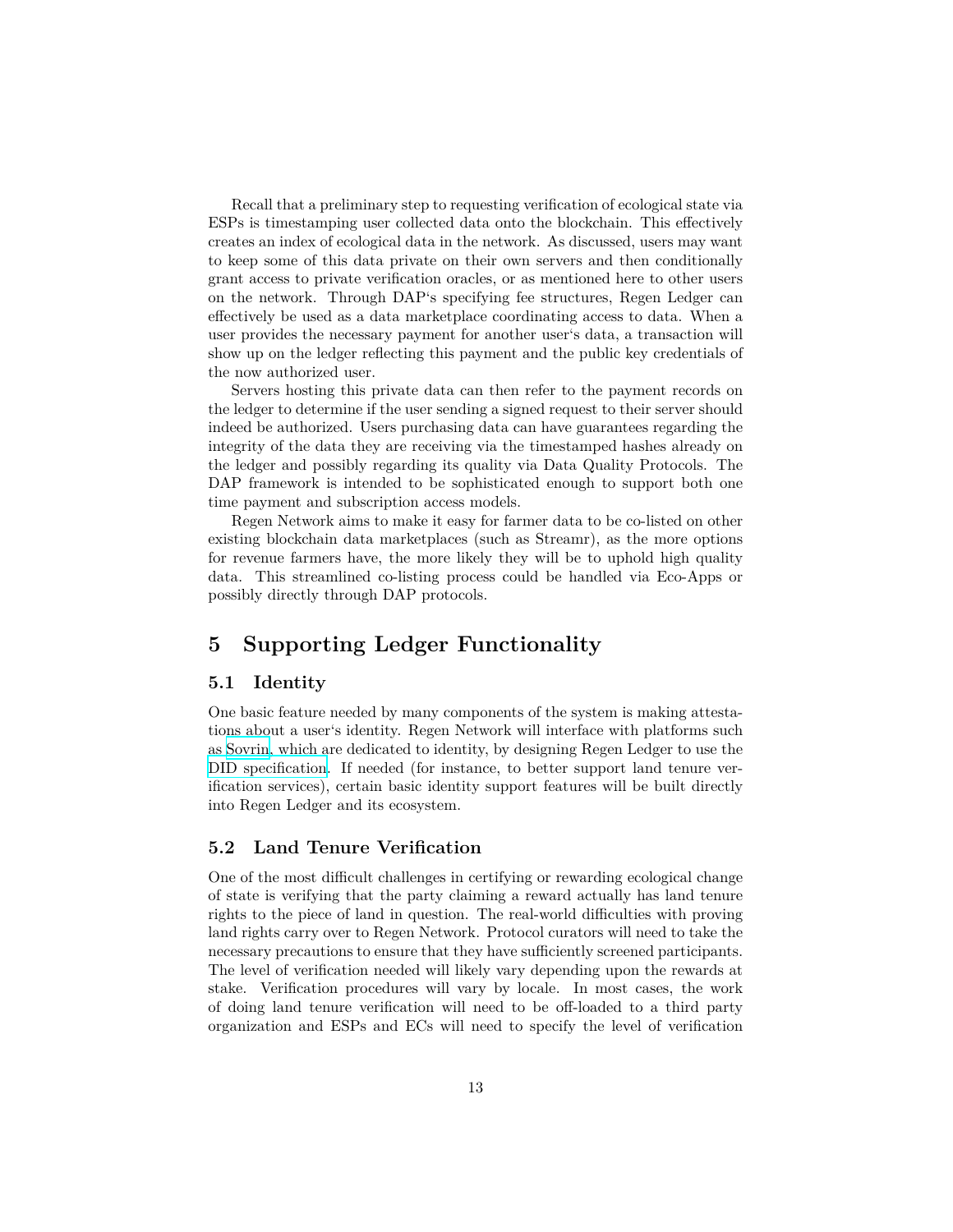Recall that a preliminary step to requesting verification of ecological state via ESPs is timestamping user collected data onto the blockchain. This effectively creates an index of ecological data in the network. As discussed, users may want to keep some of this data private on their own servers and then conditionally grant access to private verification oracles, or as mentioned here to other users on the network. Through DAP's specifying fee structures, Regen Ledger can effectively be used as a data marketplace coordinating access to data. When a user provides the necessary payment for another user's data, a transaction will show up on the ledger reflecting this payment and the public key credentials of the now authorized user.

Servers hosting this private data can then refer to the payment records on the ledger to determine if the user sending a signed request to their server should indeed be authorized. Users purchasing data can have guarantees regarding the integrity of the data they are receiving via the timestamped hashes already on the ledger and possibly regarding its quality via Data Quality Protocols. The DAP framework is intended to be sophisticated enough to support both one time payment and subscription access models.

Regen Network aims to make it easy for farmer data to be co-listed on other existing blockchain data marketplaces (such as Streamr), as the more options for revenue farmers have, the more likely they will be to uphold high quality data. This streamlined co-listing process could be handled via Eco-Apps or possibly directly through DAP protocols.

## 5 Supporting Ledger Functionality

### 5.1 Identity

One basic feature needed by many components of the system is making attestations about a user's identity. Regen Network will interface with platforms such as Sovrin, which are dedicated to identity, by designing Regen Ledger to use the DID specification. If needed (for instance, to better support land tenure verification services), certain basic identity support features will be built directly into Regen Ledger and its ecosystem.

### 5.2 Land Tenure Verification

One of the most difficult challenges in certifying or rewarding ecological change of state is verifying that the party claiming a reward actually has land tenure rights to the piece of land in question. The real-world difficulties with proving land rights carry over to Regen Network. Protocol curators will need to take the necessary precautions to ensure that they have sufficiently screened participants. The level of verification needed will likely vary depending upon the rewards at stake. Verification procedures will vary by locale. In most cases, the work of doing land tenure verification will need to be off-loaded to a third party organization and ESPs and ECs will need to specify the level of verification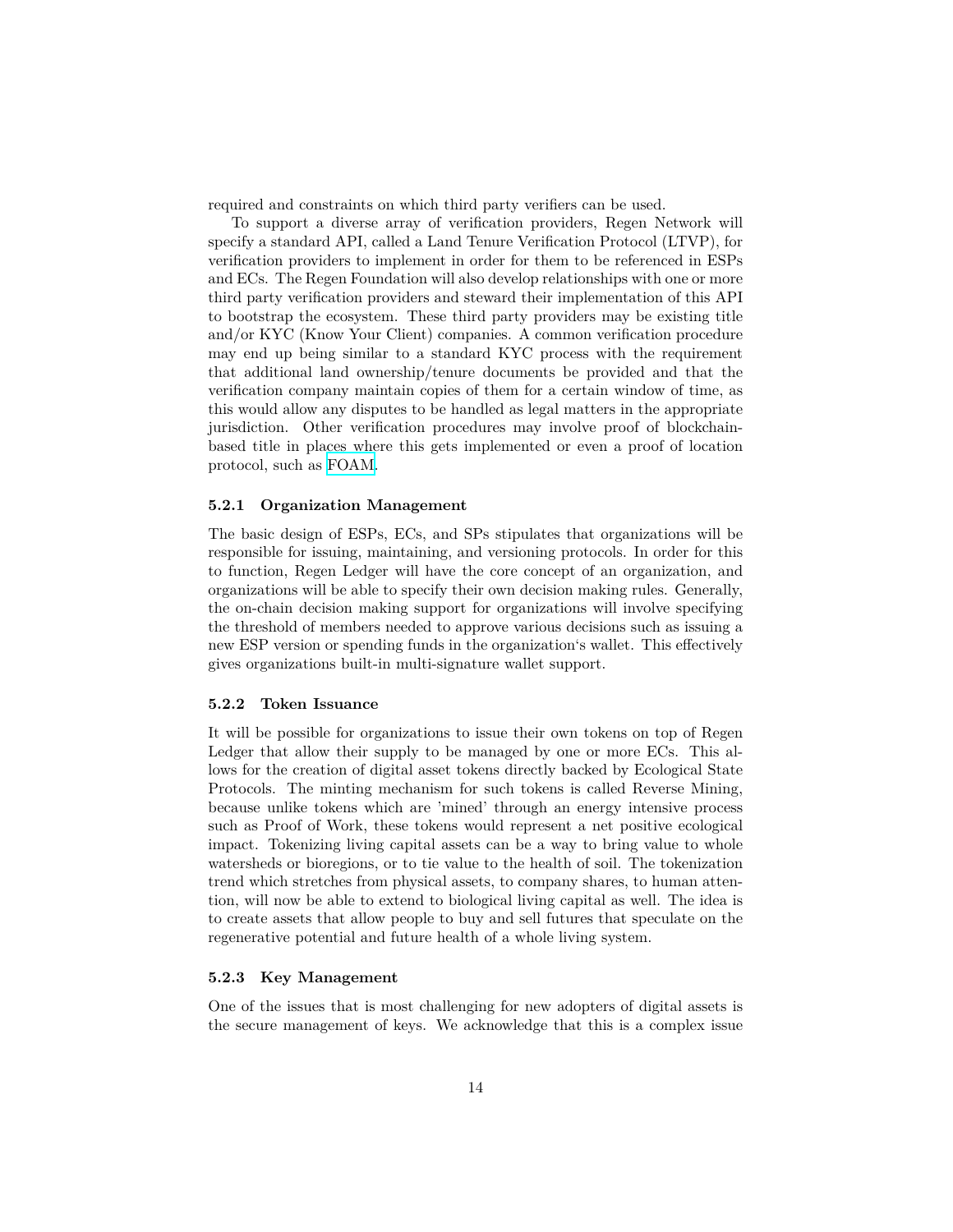required and constraints on which third party verifiers can be used.

To support a diverse array of verification providers, Regen Network will specify a standard API, called a Land Tenure Verification Protocol (LTVP), for verification providers to implement in order for them to be referenced in ESPs and ECs. The Regen Foundation will also develop relationships with one or more third party verification providers and steward their implementation of this API to bootstrap the ecosystem. These third party providers may be existing title and/or KYC (Know Your Client) companies. A common verification procedure may end up being similar to a standard KYC process with the requirement that additional land ownership/tenure documents be provided and that the verification company maintain copies of them for a certain window of time, as this would allow any disputes to be handled as legal matters in the appropriate jurisdiction. Other verification procedures may involve proof of blockchain-based title in places where this gets implemented or even a proof of location protocol, such as FOAM.

#### 5.2.1 Organization Management

The basic design of ESPs, ECs, and SPs stipulates that organizations will be responsible for issuing, maintaining, and versioning protocols. In order for this to function, Regen Ledger will have the core concept of an organization, and organizations will be able to specify their own decision making rules. Generally, the on-chain decision making support for organizations will involve specifying the threshold of members needed to approve various decisions such as issuing a new ESP version or spending funds in the organization's wallet. This effectively gives organizations built-in multi-signature wallet support.

#### 5.2.2 Token Issuance

It will be possible for organizations to issue their own tokens on top of Regen Ledger that allow their supply to be managed by one or more ECs. This allows for the creation of digital asset tokens directly backed by Ecological State Protocols. The minting mechanism for such tokens is called Reverse Mining, because unlike tokens which are 'mined' through an energy intensive process such as Proof of Work, these tokens would represent a net positive ecological impact. Tokenizing living capital assets can be a way to bring value to whole watersheds or bioregions, or to tie value to the health of soil. The tokenization trend which stretches from physical assets, to company shares, to human attention, will now be able to extend to biological living capital as well. The idea is to create assets that allow people to buy and sell futures that speculate on the regenerative potential and future health of a whole living system.

#### 5.2.3 Key Management

One of the issues that is most challenging for new adopters of digital assets is the secure management of keys. We acknowledge that this is a complex issue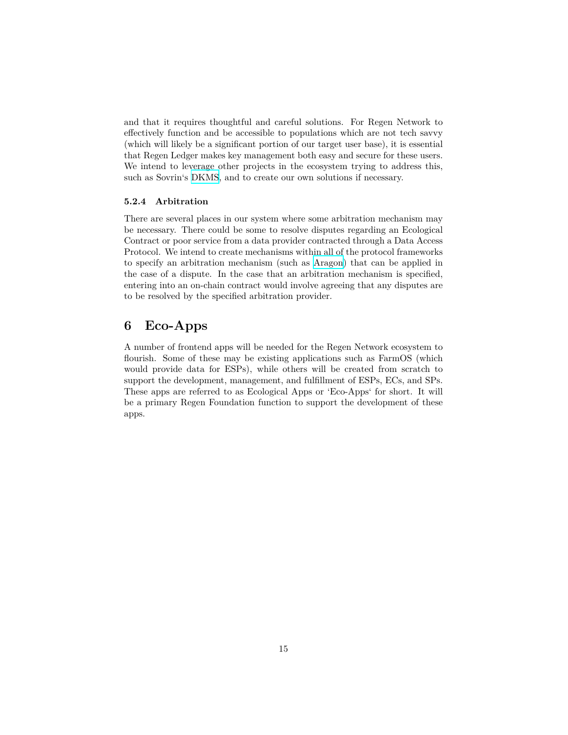and that it requires thoughtful and careful solutions. For Regen Network to effectively function and be accessible to populations which are not tech savvy (which will likely be a significant portion of our target user base), it is essential that Regen Ledger makes key management both easy and secure for these users. We intend to leverage other projects in the ecosystem trying to address this, such as Sovrin‘s DKMS, and to create our own solutions if necessary.

#### 5.2.4 Arbitration

There are several places in our system where some arbitration mechanism may be necessary. There could be some to resolve disputes regarding an Ecological Contract or poor service from a data provider contracted through a Data Access Protocol. We intend to create mechanisms within all of the protocol frameworks to specify an arbitration mechanism (such as Aragon) that can be applied in the case of a dispute. In the case that an arbitration mechanism is specified, entering into an on-chain contract would involve agreeing that any disputes are to be resolved by the specified arbitration provider.

## 6 Eco-Apps

A number of frontend apps will be needed for the Regen Network ecosystem to flourish. Some of these may be existing applications such as FarmOS (which would provide data for ESPs), while others will be created from scratch to support the development, management, and fulfillment of ESPs, ECs, and SPs. These apps are referred to as Ecological Apps or ‘Eco-Apps‘ for short. It will be a primary Regen Foundation function to support the development of these apps.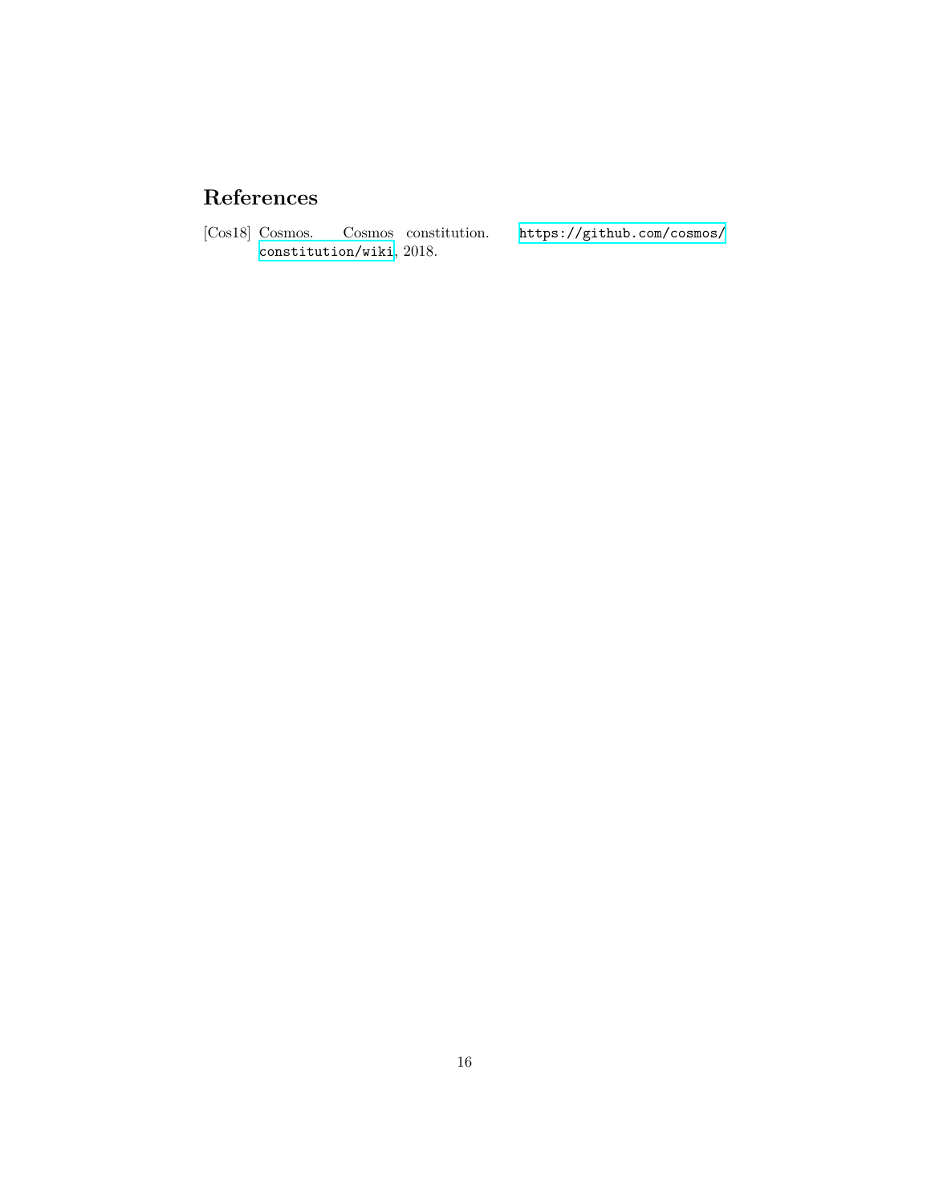## References

[Cos18] Cosmos. Cosmos constitution. https://github.com/cosmos/constitution/wiki, 2018.